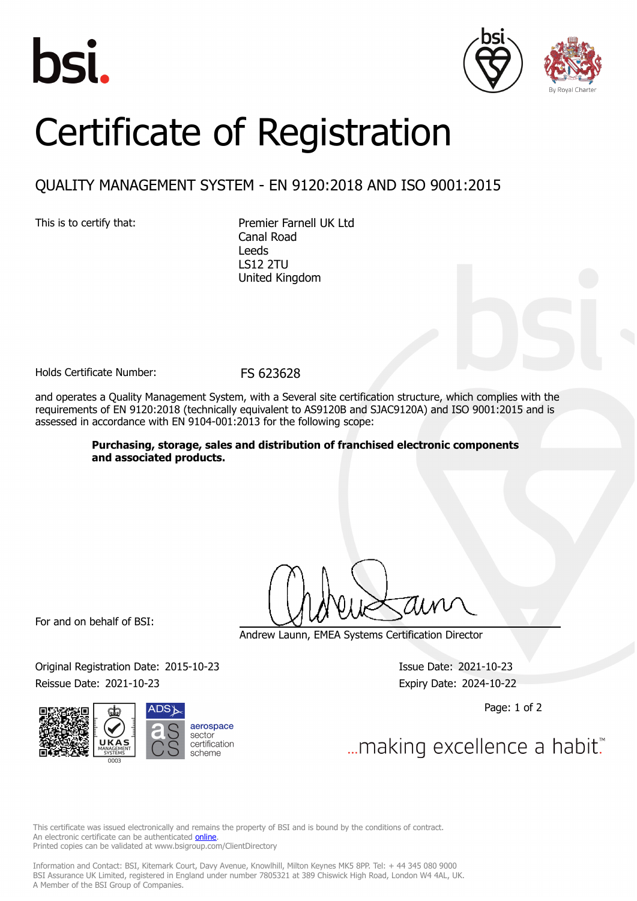# Certificate of Registration

## QUALITY MANAGEMENT SYSTEM - EN 9120:2018 AND ISO 9001:2015

This is to certify that:

Premier Farnell UK Ltd
Canal Road
Leeds
LS12 2TU
United Kingdom

Holds Certificate Number: FS 623628

and operates a Quality Management System, with a Several site certification structure, which complies with the requirements of EN 9120:2018 (technically equivalent to AS9120B and SJAC9120A) and ISO 9001:2015 and is assessed in accordance with EN 9104-001:2013 for the following scope:

**Purchasing, storage, sales and distribution of franchised electronic components and associated products.**

For and on behalf of BSI:

Andrew Launn, EMEA Systems Certification Director

Original Registration Date: 2015-10-23

Issue Date: 2021-10-23

Reissue Date: 2021-10-23

Expiry Date: 2024-10-22

...making excellence a habit.™

This certificate was issued electronically and remains the property of BSI and is bound by the conditions of contract.
An electronic certificate can be authenticated online.
Printed copies can be validated at www.bsigroup.com/ClientDirectory

Information and Contact: BSI, Kitemark Court, Davy Avenue, Knowlhill, Milton Keynes MK5 8PP. Tel: + 44 345 080 9000
BSI Assurance UK Limited, registered in England under number 7805321 at 389 Chiswick High Road, London W4 4AL, UK.
A Member of the BSI Group of Companies.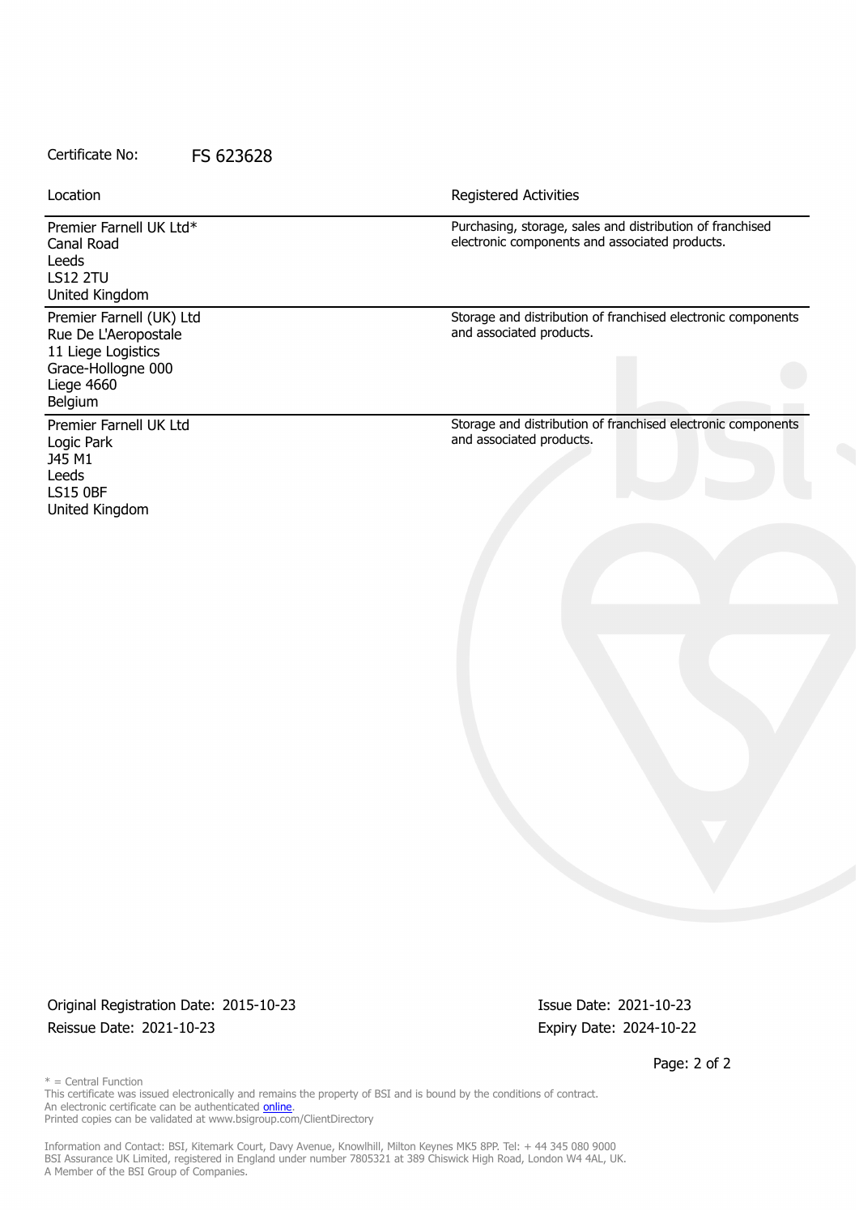Certificate No: FS 623628

| Location | Registered Activities |
| --- | --- |
| Premier Farnell UK Ltd*<br>Canal Road<br>Leeds<br>LS12 2TU<br>United Kingdom | Purchasing, storage, sales and distribution of franchised electronic components and associated products. |
| Premier Farnell (UK) Ltd<br>Rue De L'Aeropostale<br>11 Liege Logistics<br>Grace-Hollogne 000<br>Liege 4660<br>Belgium | Storage and distribution of franchised electronic components and associated products. |
| Premier Farnell UK Ltd<br>Logic Park<br>J45 M1<br>Leeds<br>LS15 0BF<br>United Kingdom | Storage and distribution of franchised electronic components and associated products. |

Original Registration Date: 2015-10-23

Reissue Date: 2021-10-23

Issue Date: 2021-10-23

Expiry Date: 2024-10-22

* = Central Function

This certificate was issued electronically and remains the property of BSI and is bound by the conditions of contract.
An electronic certificate can be authenticated online.
Printed copies can be validated at www.bsigroup.com/ClientDirectory

Information and Contact: BSI, Kitemark Court, Davy Avenue, Knowlhill, Milton Keynes MK5 8PP. Tel: + 44 345 080 9000
BSI Assurance UK Limited, registered in England under number 7805321 at 389 Chiswick High Road, London W4 4AL, UK.
A Member of the BSI Group of Companies.